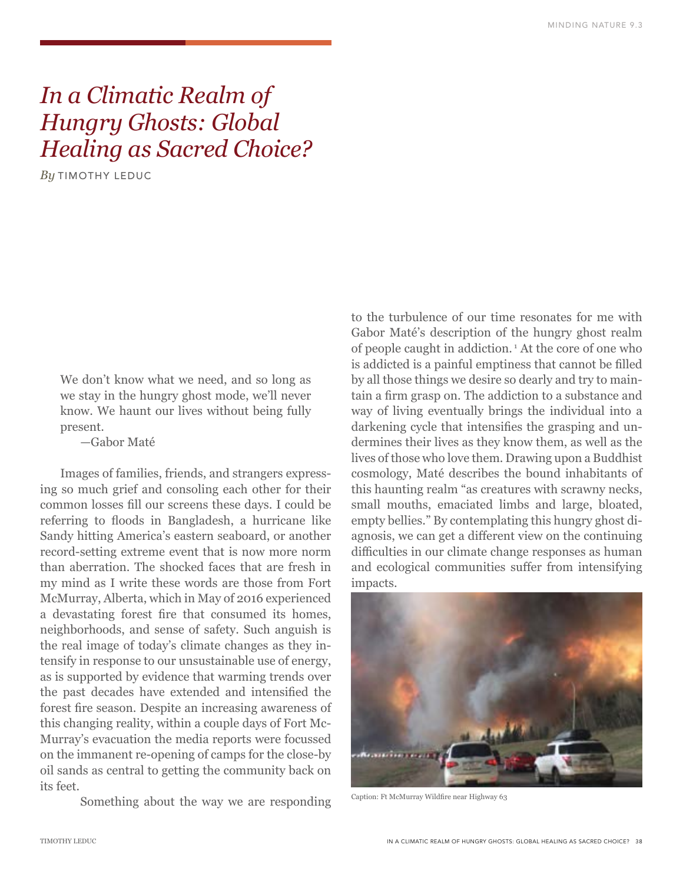# *In a Climatic Realm of Hungry Ghosts: Global Healing as Sacred Choice?*

*By* TIMOTHY LEDUC

> We don't know what we need, and so long as we stay in the hungry ghost mode, we'll never know. We haunt our lives without being fully present.
>
> —Gabor Maté

Images of families, friends, and strangers expressing so much grief and consoling each other for their common losses fill our screens these days. I could be referring to floods in Bangladesh, a hurricane like Sandy hitting America's eastern seaboard, or another record-setting extreme event that is now more norm than aberration. The shocked faces that are fresh in my mind as I write these words are those from Fort McMurray, Alberta, which in May of 2016 experienced a devastating forest fire that consumed its homes, neighborhoods, and sense of safety. Such anguish is the real image of today's climate changes as they intensify in response to our unsustainable use of energy, as is supported by evidence that warming trends over the past decades have extended and intensified the forest fire season. Despite an increasing awareness of this changing reality, within a couple days of Fort McMurray's evacuation the media reports were focussed on the immanent re-opening of camps for the close-by oil sands as central to getting the community back on its feet.

Something about the way we are responding to the turbulence of our time resonates for me with Gabor Maté's description of the hungry ghost realm of people caught in addiction.[1] At the core of one who is addicted is a painful emptiness that cannot be filled by all those things we desire so dearly and try to maintain a firm grasp on. The addiction to a substance and way of living eventually brings the individual into a darkening cycle that intensifies the grasping and undermines their lives as they know them, as well as the lives of those who love them. Drawing upon a Buddhist cosmology, Maté describes the bound inhabitants of this haunting realm "as creatures with scrawny necks, small mouths, emaciated limbs and large, bloated, empty bellies." By contemplating this hungry ghost diagnosis, we can get a different view on the continuing difficulties in our climate change responses as human and ecological communities suffer from intensifying impacts.

Caption: Ft McMurray Wildfire near Highway 63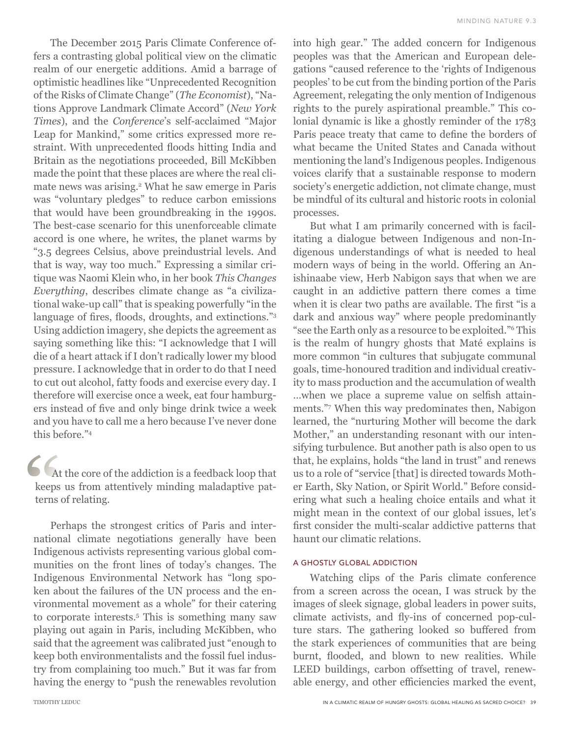The December 2015 Paris Climate Conference offers a contrasting global political view on the climatic realm of our energetic additions. Amid a barrage of optimistic headlines like "Unprecedented Recognition of the Risks of Climate Change" (*The Economist*), "Nations Approve Landmark Climate Accord" (*New York Times*), and the *Conference*'s self-acclaimed "Major Leap for Mankind," some critics expressed more restraint. With unprecedented floods hitting India and Britain as the negotiations proceeded, Bill McKibben made the point that these places are where the real climate news was arising.[2] What he saw emerge in Paris was "voluntary pledges" to reduce carbon emissions that would have been groundbreaking in the 1990s. The best-case scenario for this unenforceable climate accord is one where, he writes, the planet warms by "3.5 degrees Celsius, above preindustrial levels. And that is way, way too much." Expressing a similar critique was Naomi Klein who, in her book *This Changes Everything*, describes climate change as "a civilizational wake-up call" that is speaking powerfully "in the language of fires, floods, droughts, and extinctions."[3] Using addiction imagery, she depicts the agreement as saying something like this: "I acknowledge that I will die of a heart attack if I don't radically lower my blood pressure. I acknowledge that in order to do that I need to cut out alcohol, fatty foods and exercise every day. I therefore will exercise once a week, eat four hamburgers instead of five and only binge drink twice a week and you have to call me a hero because I've never done this before."[4]

> "At the core of the addiction is a feedback loop that keeps us from attentively minding maladaptive patterns of relating.

Perhaps the strongest critics of Paris and international climate negotiations generally have been Indigenous activists representing various global communities on the front lines of today's changes. The Indigenous Environmental Network has "long spoken about the failures of the UN process and the environmental movement as a whole" for their catering to corporate interests.[5] This is something many saw playing out again in Paris, including McKibben, who said that the agreement was calibrated just "enough to keep both environmentalists and the fossil fuel industry from complaining too much." But it was far from having the energy to "push the renewables revolution into high gear." The added concern for Indigenous peoples was that the American and European delegations "caused reference to the 'rights of Indigenous peoples' to be cut from the binding portion of the Paris Agreement, relegating the only mention of Indigenous rights to the purely aspirational preamble." This colonial dynamic is like a ghostly reminder of the 1783 Paris peace treaty that came to define the borders of what became the United States and Canada without mentioning the land's Indigenous peoples. Indigenous voices clarify that a sustainable response to modern society's energetic addiction, not climate change, must be mindful of its cultural and historic roots in colonial processes.

But what I am primarily concerned with is facilitating a dialogue between Indigenous and non-Indigenous understandings of what is needed to heal modern ways of being in the world. Offering an Anishinaabe view, Herb Nabigon says that when we are caught in an addictive pattern there comes a time when it is clear two paths are available. The first "is a dark and anxious way" where people predominantly "see the Earth only as a resource to be exploited."[6] This is the realm of hungry ghosts that Maté explains is more common "in cultures that subjugate communal goals, time-honoured tradition and individual creativity to mass production and the accumulation of wealth …when we place a supreme value on selfish attainments."[7] When this way predominates then, Nabigon learned, the "nurturing Mother will become the dark Mother," an understanding resonant with our intensifying turbulence. But another path is also open to us that, he explains, holds "the land in trust" and renews us to a role of "service [that] is directed towards Mother Earth, Sky Nation, or Spirit World." Before considering what such a healing choice entails and what it might mean in the context of our global issues, let's first consider the multi-scalar addictive patterns that haunt our climatic relations.

## A GHOSTLY GLOBAL ADDICTION

Watching clips of the Paris climate conference from a screen across the ocean, I was struck by the images of sleek signage, global leaders in power suits, climate activists, and fly-ins of concerned pop-culture stars. The gathering looked so buffered from the stark experiences of communities that are being burnt, flooded, and blown to new realities. While LEED buildings, carbon offsetting of travel, renewable energy, and other efficiencies marked the event,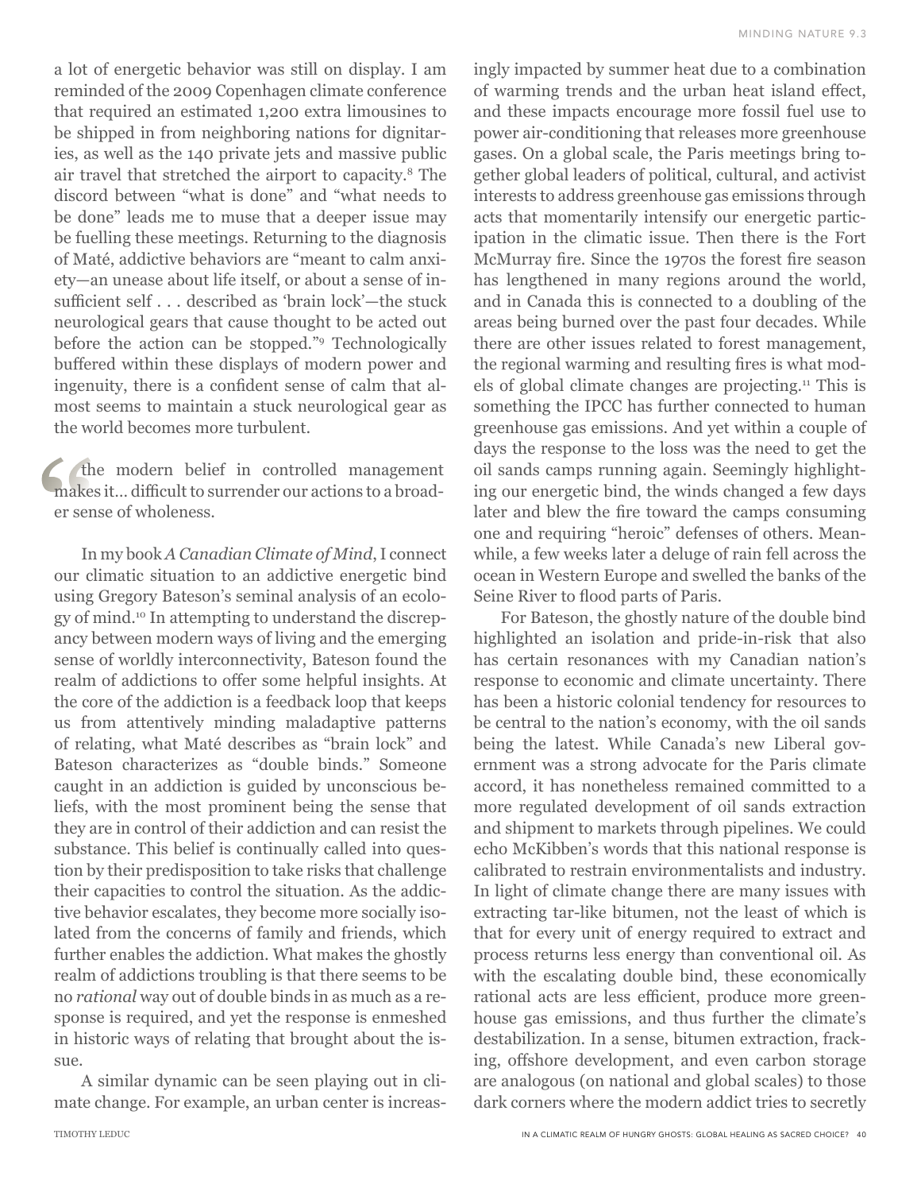a lot of energetic behavior was still on display. I am reminded of the 2009 Copenhagen climate conference that required an estimated 1,200 extra limousines to be shipped in from neighboring nations for dignitaries, as well as the 140 private jets and massive public air travel that stretched the airport to capacity.[8] The discord between "what is done" and "what needs to be done" leads me to muse that a deeper issue may be fuelling these meetings. Returning to the diagnosis of Maté, addictive behaviors are "meant to calm anxiety—an unease about life itself, or about a sense of insufficient self . . . described as 'brain lock'—the stuck neurological gears that cause thought to be acted out before the action can be stopped."[9] Technologically buffered within these displays of modern power and ingenuity, there is a confident sense of calm that almost seems to maintain a stuck neurological gear as the world becomes more turbulent.

> "the modern belief in controlled management makes it… difficult to surrender our actions to a broader sense of wholeness.

In my book *A Canadian Climate of Mind*, I connect our climatic situation to an addictive energetic bind using Gregory Bateson's seminal analysis of an ecology of mind.[10] In attempting to understand the discrepancy between modern ways of living and the emerging sense of worldly interconnectivity, Bateson found the realm of addictions to offer some helpful insights. At the core of the addiction is a feedback loop that keeps us from attentively minding maladaptive patterns of relating, what Maté describes as "brain lock" and Bateson characterizes as "double binds." Someone caught in an addiction is guided by unconscious beliefs, with the most prominent being the sense that they are in control of their addiction and can resist the substance. This belief is continually called into question by their predisposition to take risks that challenge their capacities to control the situation. As the addictive behavior escalates, they become more socially isolated from the concerns of family and friends, which further enables the addiction. What makes the ghostly realm of addictions troubling is that there seems to be no *rational* way out of double binds in as much as a response is required, and yet the response is enmeshed in historic ways of relating that brought about the issue.

A similar dynamic can be seen playing out in climate change. For example, an urban center is increasingly impacted by summer heat due to a combination of warming trends and the urban heat island effect, and these impacts encourage more fossil fuel use to power air-conditioning that releases more greenhouse gases. On a global scale, the Paris meetings bring together global leaders of political, cultural, and activist interests to address greenhouse gas emissions through acts that momentarily intensify our energetic participation in the climatic issue. Then there is the Fort McMurray fire. Since the 1970s the forest fire season has lengthened in many regions around the world, and in Canada this is connected to a doubling of the areas being burned over the past four decades. While there are other issues related to forest management, the regional warming and resulting fires is what models of global climate changes are projecting.[11] This is something the IPCC has further connected to human greenhouse gas emissions. And yet within a couple of days the response to the loss was the need to get the oil sands camps running again. Seemingly highlighting our energetic bind, the winds changed a few days later and blew the fire toward the camps consuming one and requiring "heroic" defenses of others. Meanwhile, a few weeks later a deluge of rain fell across the ocean in Western Europe and swelled the banks of the Seine River to flood parts of Paris.

For Bateson, the ghostly nature of the double bind highlighted an isolation and pride-in-risk that also has certain resonances with my Canadian nation's response to economic and climate uncertainty. There has been a historic colonial tendency for resources to be central to the nation's economy, with the oil sands being the latest. While Canada's new Liberal government was a strong advocate for the Paris climate accord, it has nonetheless remained committed to a more regulated development of oil sands extraction and shipment to markets through pipelines. We could echo McKibben's words that this national response is calibrated to restrain environmentalists and industry. In light of climate change there are many issues with extracting tar-like bitumen, not the least of which is that for every unit of energy required to extract and process returns less energy than conventional oil. As with the escalating double bind, these economically rational acts are less efficient, produce more greenhouse gas emissions, and thus further the climate's destabilization. In a sense, bitumen extraction, fracking, offshore development, and even carbon storage are analogous (on national and global scales) to those dark corners where the modern addict tries to secretly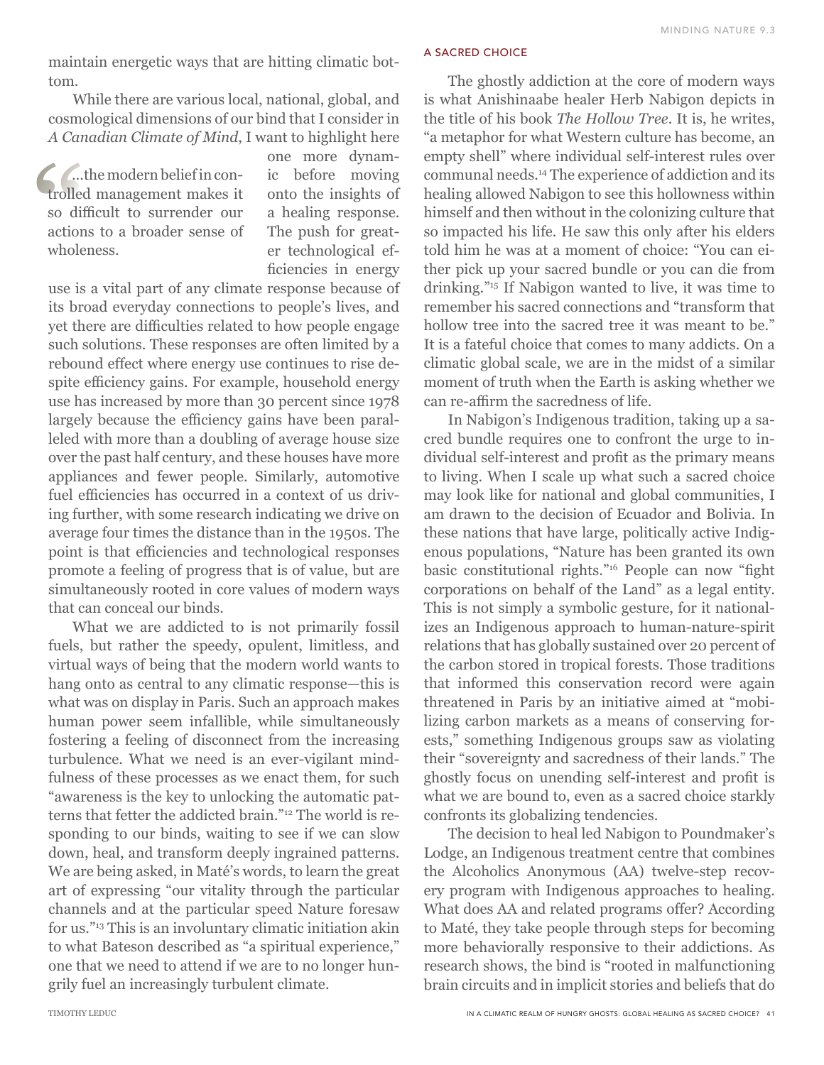maintain energetic ways that are hitting climatic bottom.

While there are various local, national, global, and cosmological dimensions of our bind that I consider in *A Canadian Climate of Mind*, I want to highlight here one more dynamic before moving onto the insights of a healing response. The push for greater technological efficiencies in energy use is a vital part of any climate response because of its broad everyday connections to people's lives, and yet there are difficulties related to how people engage such solutions. These responses are often limited by a rebound effect where energy use continues to rise despite efficiency gains. For example, household energy use has increased by more than 30 percent since 1978 largely because the efficiency gains have been paralleled with more than a doubling of average house size over the past half century, and these houses have more appliances and fewer people. Similarly, automotive fuel efficiencies has occurred in a context of us driving further, with some research indicating we drive on average four times the distance than in the 1950s. The point is that efficiencies and technological responses promote a feeling of progress that is of value, but are simultaneously rooted in core values of modern ways that can conceal our binds.

> "...the modern belief in controlled management makes it so difficult to surrender our actions to a broader sense of wholeness.

What we are addicted to is not primarily fossil fuels, but rather the speedy, opulent, limitless, and virtual ways of being that the modern world wants to hang onto as central to any climatic response—this is what was on display in Paris. Such an approach makes human power seem infallible, while simultaneously fostering a feeling of disconnect from the increasing turbulence. What we need is an ever-vigilant mindfulness of these processes as we enact them, for such "awareness is the key to unlocking the automatic patterns that fetter the addicted brain."[12] The world is responding to our binds, waiting to see if we can slow down, heal, and transform deeply ingrained patterns. We are being asked, in Maté's words, to learn the great art of expressing "our vitality through the particular channels and at the particular speed Nature foresaw for us."[13] This is an involuntary climatic initiation akin to what Bateson described as "a spiritual experience," one that we need to attend if we are to no longer hungrily fuel an increasingly turbulent climate.

## A SACRED CHOICE

The ghostly addiction at the core of modern ways is what Anishinaabe healer Herb Nabigon depicts in the title of his book *The Hollow Tree*. It is, he writes, "a metaphor for what Western culture has become, an empty shell" where individual self-interest rules over communal needs.[14] The experience of addiction and its healing allowed Nabigon to see this hollowness within himself and then without in the colonizing culture that so impacted his life. He saw this only after his elders told him he was at a moment of choice: "You can either pick up your sacred bundle or you can die from drinking."[15] If Nabigon wanted to live, it was time to remember his sacred connections and "transform that hollow tree into the sacred tree it was meant to be." It is a fateful choice that comes to many addicts. On a climatic global scale, we are in the midst of a similar moment of truth when the Earth is asking whether we can re-affirm the sacredness of life.

In Nabigon's Indigenous tradition, taking up a sacred bundle requires one to confront the urge to individual self-interest and profit as the primary means to living. When I scale up what such a sacred choice may look like for national and global communities, I am drawn to the decision of Ecuador and Bolivia. In these nations that have large, politically active Indigenous populations, "Nature has been granted its own basic constitutional rights."[16] People can now "fight corporations on behalf of the Land" as a legal entity. This is not simply a symbolic gesture, for it nationalizes an Indigenous approach to human-nature-spirit relations that has globally sustained over 20 percent of the carbon stored in tropical forests. Those traditions that informed this conservation record were again threatened in Paris by an initiative aimed at "mobilizing carbon markets as a means of conserving forests," something Indigenous groups saw as violating their "sovereignty and sacredness of their lands." The ghostly focus on unending self-interest and profit is what we are bound to, even as a sacred choice starkly confronts its globalizing tendencies.

The decision to heal led Nabigon to Poundmaker's Lodge, an Indigenous treatment centre that combines the Alcoholics Anonymous (AA) twelve-step recovery program with Indigenous approaches to healing. What does AA and related programs offer? According to Maté, they take people through steps for becoming more behaviorally responsive to their addictions. As research shows, the bind is "rooted in malfunctioning brain circuits and in implicit stories and beliefs that do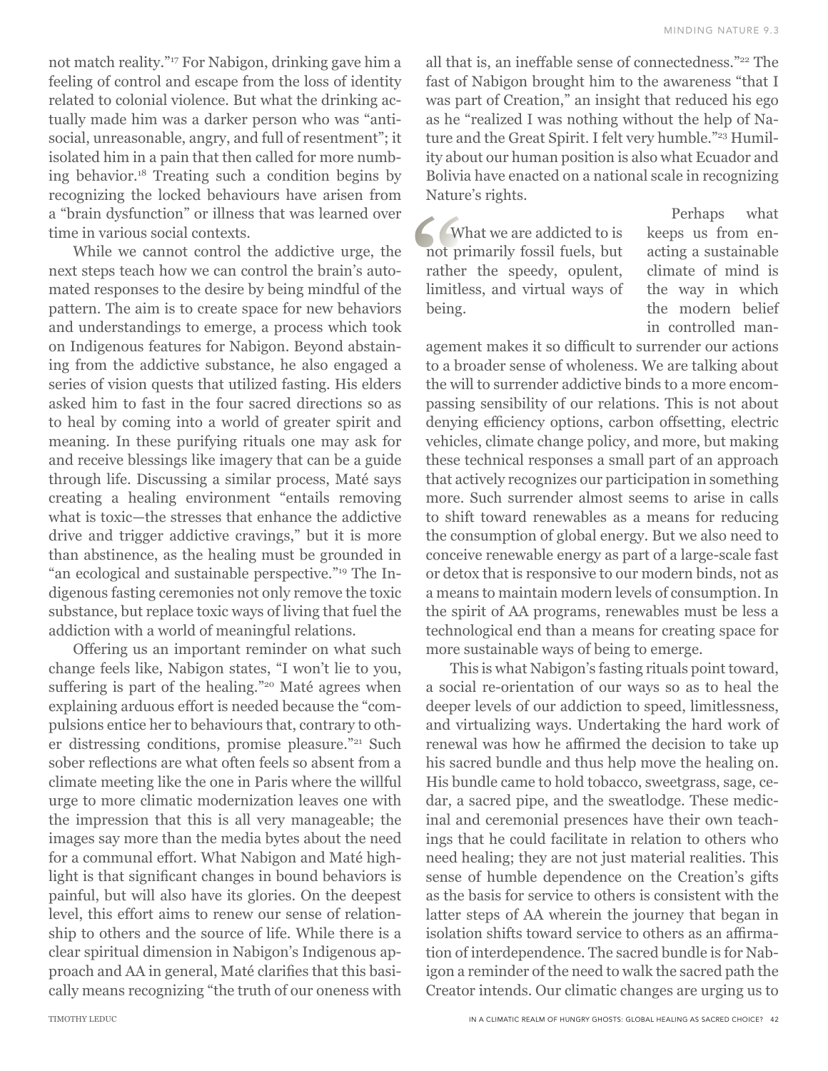not match reality."[17] For Nabigon, drinking gave him a feeling of control and escape from the loss of identity related to colonial violence. But what the drinking actually made him was a darker person who was "anti-social, unreasonable, angry, and full of resentment"; it isolated him in a pain that then called for more numbing behavior.[18] Treating such a condition begins by recognizing the locked behaviours have arisen from a "brain dysfunction" or illness that was learned over time in various social contexts.

While we cannot control the addictive urge, the next steps teach how we can control the brain's automated responses to the desire by being mindful of the pattern. The aim is to create space for new behaviors and understandings to emerge, a process which took on Indigenous features for Nabigon. Beyond abstaining from the addictive substance, he also engaged a series of vision quests that utilized fasting. His elders asked him to fast in the four sacred directions so as to heal by coming into a world of greater spirit and meaning. In these purifying rituals one may ask for and receive blessings like imagery that can be a guide through life. Discussing a similar process, Maté says creating a healing environment "entails removing what is toxic—the stresses that enhance the addictive drive and trigger addictive cravings," but it is more than abstinence, as the healing must be grounded in "an ecological and sustainable perspective."[19] The Indigenous fasting ceremonies not only remove the toxic substance, but replace toxic ways of living that fuel the addiction with a world of meaningful relations.

Offering us an important reminder on what such change feels like, Nabigon states, "I won't lie to you, suffering is part of the healing."[20] Maté agrees when explaining arduous effort is needed because the "compulsions entice her to behaviours that, contrary to other distressing conditions, promise pleasure."[21] Such sober reflections are what often feels so absent from a climate meeting like the one in Paris where the willful urge to more climatic modernization leaves one with the impression that this is all very manageable; the images say more than the media bytes about the need for a communal effort. What Nabigon and Maté highlight is that significant changes in bound behaviors is painful, but will also have its glories. On the deepest level, this effort aims to renew our sense of relationship to others and the source of life. While there is a clear spiritual dimension in Nabigon's Indigenous approach and AA in general, Maté clarifies that this basically means recognizing "the truth of our oneness with all that is, an ineffable sense of connectedness."[22] The fast of Nabigon brought him to the awareness "that I was part of Creation," an insight that reduced his ego as he "realized I was nothing without the help of Nature and the Great Spirit. I felt very humble."[23] Humility about our human position is also what Ecuador and Bolivia have enacted on a national scale in recognizing Nature's rights.

> "What we are addicted to is not primarily fossil fuels, but rather the speedy, opulent, limitless, and virtual ways of being.

Perhaps what keeps us from enacting a sustainable climate of mind is the way in which the modern belief in controlled management makes it so difficult to surrender our actions to a broader sense of wholeness. We are talking about the will to surrender addictive binds to a more encompassing sensibility of our relations. This is not about denying efficiency options, carbon offsetting, electric vehicles, climate change policy, and more, but making these technical responses a small part of an approach that actively recognizes our participation in something more. Such surrender almost seems to arise in calls to shift toward renewables as a means for reducing the consumption of global energy. But we also need to conceive renewable energy as part of a large-scale fast or detox that is responsive to our modern binds, not as a means to maintain modern levels of consumption. In the spirit of AA programs, renewables must be less a technological end than a means for creating space for more sustainable ways of being to emerge.

This is what Nabigon's fasting rituals point toward, a social re-orientation of our ways so as to heal the deeper levels of our addiction to speed, limitlessness, and virtualizing ways. Undertaking the hard work of renewal was how he affirmed the decision to take up his sacred bundle and thus help move the healing on. His bundle came to hold tobacco, sweetgrass, sage, cedar, a sacred pipe, and the sweatlodge. These medicinal and ceremonial presences have their own teachings that he could facilitate in relation to others who need healing; they are not just material realities. This sense of humble dependence on the Creation's gifts as the basis for service to others is consistent with the latter steps of AA wherein the journey that began in isolation shifts toward service to others as an affirmation of interdependence. The sacred bundle is for Nabigon a reminder of the need to walk the sacred path the Creator intends. Our climatic changes are urging us to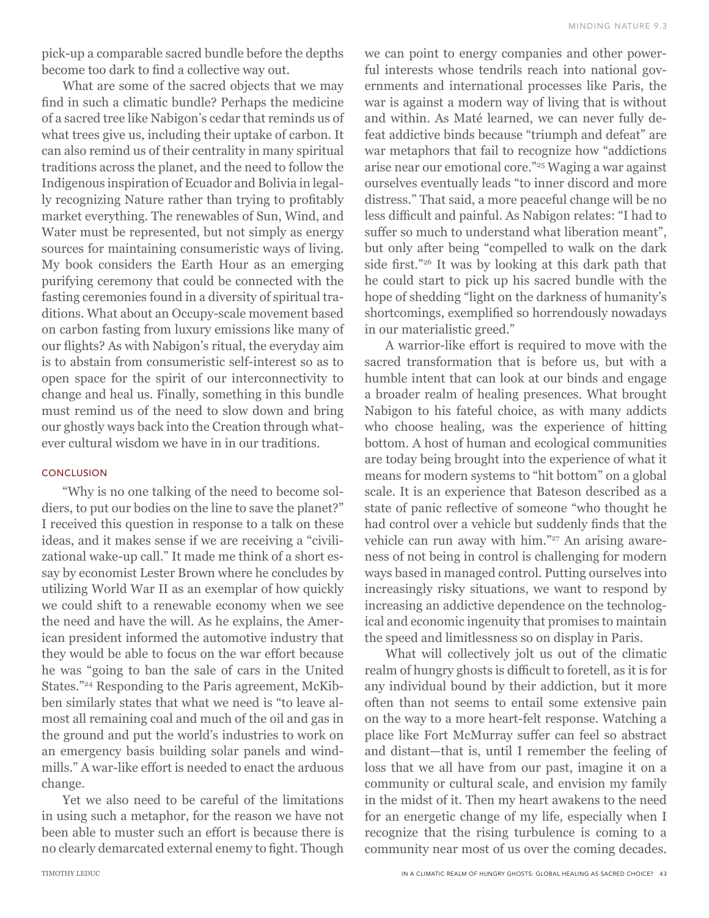pick-up a comparable sacred bundle before the depths become too dark to find a collective way out.

What are some of the sacred objects that we may find in such a climatic bundle? Perhaps the medicine of a sacred tree like Nabigon's cedar that reminds us of what trees give us, including their uptake of carbon. It can also remind us of their centrality in many spiritual traditions across the planet, and the need to follow the Indigenous inspiration of Ecuador and Bolivia in legally recognizing Nature rather than trying to profitably market everything. The renewables of Sun, Wind, and Water must be represented, but not simply as energy sources for maintaining consumeristic ways of living. My book considers the Earth Hour as an emerging purifying ceremony that could be connected with the fasting ceremonies found in a diversity of spiritual traditions. What about an Occupy-scale movement based on carbon fasting from luxury emissions like many of our flights? As with Nabigon's ritual, the everyday aim is to abstain from consumeristic self-interest so as to open space for the spirit of our interconnectivity to change and heal us. Finally, something in this bundle must remind us of the need to slow down and bring our ghostly ways back into the Creation through whatever cultural wisdom we have in in our traditions.

## CONCLUSION

"Why is no one talking of the need to become soldiers, to put our bodies on the line to save the planet?" I received this question in response to a talk on these ideas, and it makes sense if we are receiving a "civilizational wake-up call." It made me think of a short essay by economist Lester Brown where he concludes by utilizing World War II as an exemplar of how quickly we could shift to a renewable economy when we see the need and have the will. As he explains, the American president informed the automotive industry that they would be able to focus on the war effort because he was "going to ban the sale of cars in the United States."[24] Responding to the Paris agreement, McKibben similarly states that what we need is "to leave almost all remaining coal and much of the oil and gas in the ground and put the world's industries to work on an emergency basis building solar panels and windmills." A war-like effort is needed to enact the arduous change.

Yet we also need to be careful of the limitations in using such a metaphor, for the reason we have not been able to muster such an effort is because there is no clearly demarcated external enemy to fight. Though we can point to energy companies and other powerful interests whose tendrils reach into national governments and international processes like Paris, the war is against a modern way of living that is without and within. As Maté learned, we can never fully defeat addictive binds because "triumph and defeat" are war metaphors that fail to recognize how "addictions arise near our emotional core."[25] Waging a war against ourselves eventually leads "to inner discord and more distress." That said, a more peaceful change will be no less difficult and painful. As Nabigon relates: "I had to suffer so much to understand what liberation meant", but only after being "compelled to walk on the dark side first."[26] It was by looking at this dark path that he could start to pick up his sacred bundle with the hope of shedding "light on the darkness of humanity's shortcomings, exemplified so horrendously nowadays in our materialistic greed."

A warrior-like effort is required to move with the sacred transformation that is before us, but with a humble intent that can look at our binds and engage a broader realm of healing presences. What brought Nabigon to his fateful choice, as with many addicts who choose healing, was the experience of hitting bottom. A host of human and ecological communities are today being brought into the experience of what it means for modern systems to "hit bottom" on a global scale. It is an experience that Bateson described as a state of panic reflective of someone "who thought he had control over a vehicle but suddenly finds that the vehicle can run away with him."[27] An arising awareness of not being in control is challenging for modern ways based in managed control. Putting ourselves into increasingly risky situations, we want to respond by increasing an addictive dependence on the technological and economic ingenuity that promises to maintain the speed and limitlessness so on display in Paris.

What will collectively jolt us out of the climatic realm of hungry ghosts is difficult to foretell, as it is for any individual bound by their addiction, but it more often than not seems to entail some extensive pain on the way to a more heart-felt response. Watching a place like Fort McMurray suffer can feel so abstract and distant—that is, until I remember the feeling of loss that we all have from our past, imagine it on a community or cultural scale, and envision my family in the midst of it. Then my heart awakens to the need for an energetic change of my life, especially when I recognize that the rising turbulence is coming to a community near most of us over the coming decades.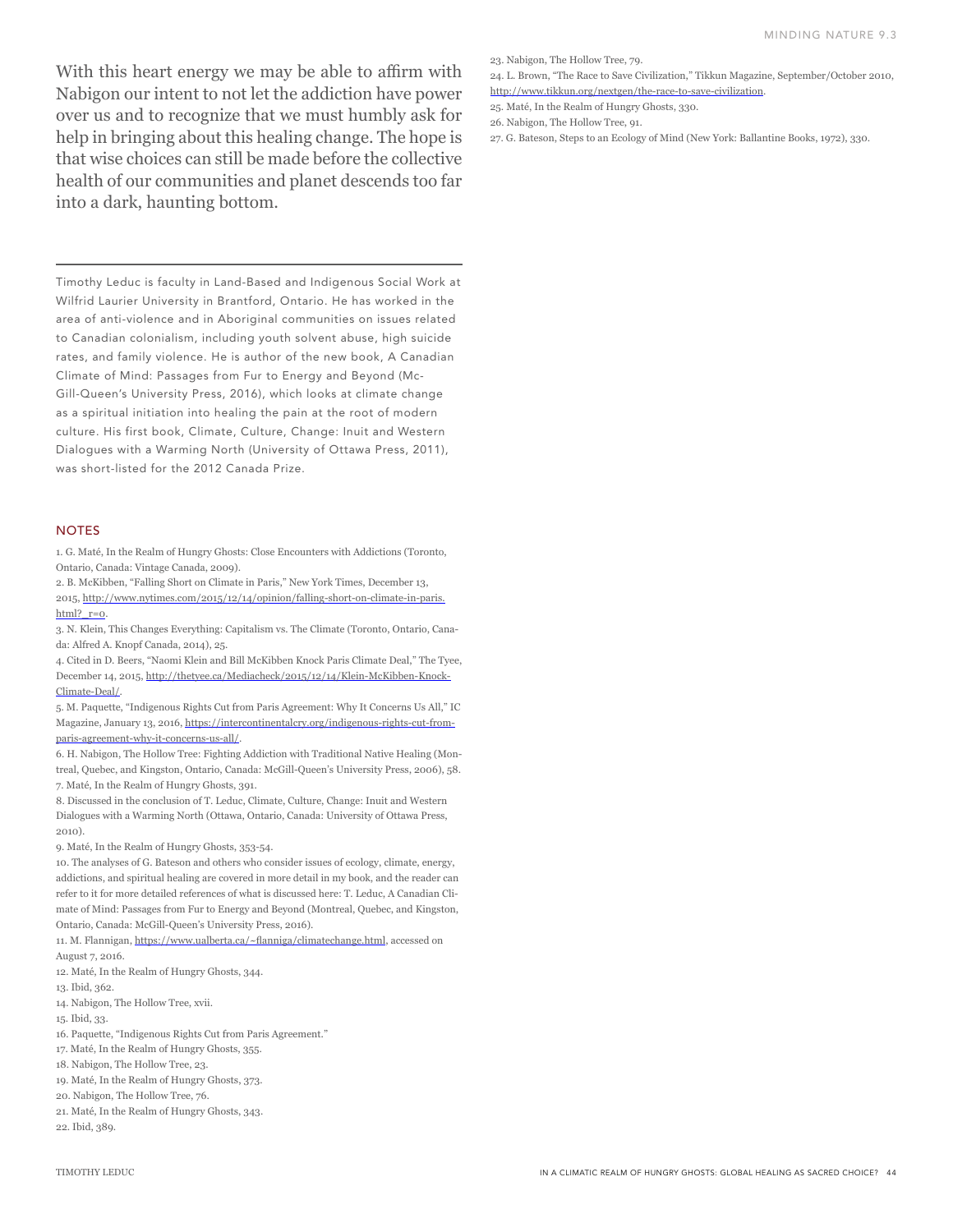With this heart energy we may be able to affirm with Nabigon our intent to not let the addiction have power over us and to recognize that we must humbly ask for help in bringing about this healing change. The hope is that wise choices can still be made before the collective health of our communities and planet descends too far into a dark, haunting bottom.

---

Timothy Leduc is faculty in Land-Based and Indigenous Social Work at Wilfrid Laurier University in Brantford, Ontario. He has worked in the area of anti-violence and in Aboriginal communities on issues related to Canadian colonialism, including youth solvent abuse, high suicide rates, and family violence. He is author of the new book, A Canadian Climate of Mind: Passages from Fur to Energy and Beyond (Mc-Gill-Queen's University Press, 2016), which looks at climate change as a spiritual initiation into healing the pain at the root of modern culture. His first book, Climate, Culture, Change: Inuit and Western Dialogues with a Warming North (University of Ottawa Press, 2011), was short-listed for the 2012 Canada Prize.

## NOTES

1. G. Maté, In the Realm of Hungry Ghosts: Close Encounters with Addictions (Toronto, Ontario, Canada: Vintage Canada, 2009).
2. B. McKibben, "Falling Short on Climate in Paris," New York Times, December 13, 2015, http://www.nytimes.com/2015/12/14/opinion/falling-short-on-climate-in-paris.html?_r=0.
3. N. Klein, This Changes Everything: Capitalism vs. The Climate (Toronto, Ontario, Canada: Alfred A. Knopf Canada, 2014), 25.
4. Cited in D. Beers, "Naomi Klein and Bill McKibben Knock Paris Climate Deal," The Tyee, December 14, 2015, http://thetyee.ca/Mediacheck/2015/12/14/Klein-McKibben-Knock-Climate-Deal/.
5. M. Paquette, "Indigenous Rights Cut from Paris Agreement: Why It Concerns Us All," IC Magazine, January 13, 2016, https://intercontinentalcry.org/indigenous-rights-cut-from-paris-agreement-why-it-concerns-us-all/.
6. H. Nabigon, The Hollow Tree: Fighting Addiction with Traditional Native Healing (Montreal, Quebec, and Kingston, Ontario, Canada: McGill-Queen's University Press, 2006), 58.
7. Maté, In the Realm of Hungry Ghosts, 391.
8. Discussed in the conclusion of T. Leduc, Climate, Culture, Change: Inuit and Western Dialogues with a Warming North (Ottawa, Ontario, Canada: University of Ottawa Press, 2010).
9. Maté, In the Realm of Hungry Ghosts, 353-54.
10. The analyses of G. Bateson and others who consider issues of ecology, climate, energy, addictions, and spiritual healing are covered in more detail in my book, and the reader can refer to it for more detailed references of what is discussed here: T. Leduc, A Canadian Climate of Mind: Passages from Fur to Energy and Beyond (Montreal, Quebec, and Kingston, Ontario, Canada: McGill-Queen's University Press, 2016).
11. M. Flannigan, https://www.ualberta.ca/~flanniga/climatechange.html, accessed on August 7, 2016.
12. Maté, In the Realm of Hungry Ghosts, 344.
13. Ibid, 362.
14. Nabigon, The Hollow Tree, xvii.
15. Ibid, 33.
16. Paquette, "Indigenous Rights Cut from Paris Agreement."
17. Maté, In the Realm of Hungry Ghosts, 355.
18. Nabigon, The Hollow Tree, 23.
19. Maté, In the Realm of Hungry Ghosts, 373.
20. Nabigon, The Hollow Tree, 76.
21. Maté, In the Realm of Hungry Ghosts, 343.
22. Ibid, 389.
23. Nabigon, The Hollow Tree, 79.
24. L. Brown, "The Race to Save Civilization," Tikkun Magazine, September/October 2010, http://www.tikkun.org/nextgen/the-race-to-save-civilization.
25. Maté, In the Realm of Hungry Ghosts, 330.
26. Nabigon, The Hollow Tree, 91.
27. G. Bateson, Steps to an Ecology of Mind (New York: Ballantine Books, 1972), 330.